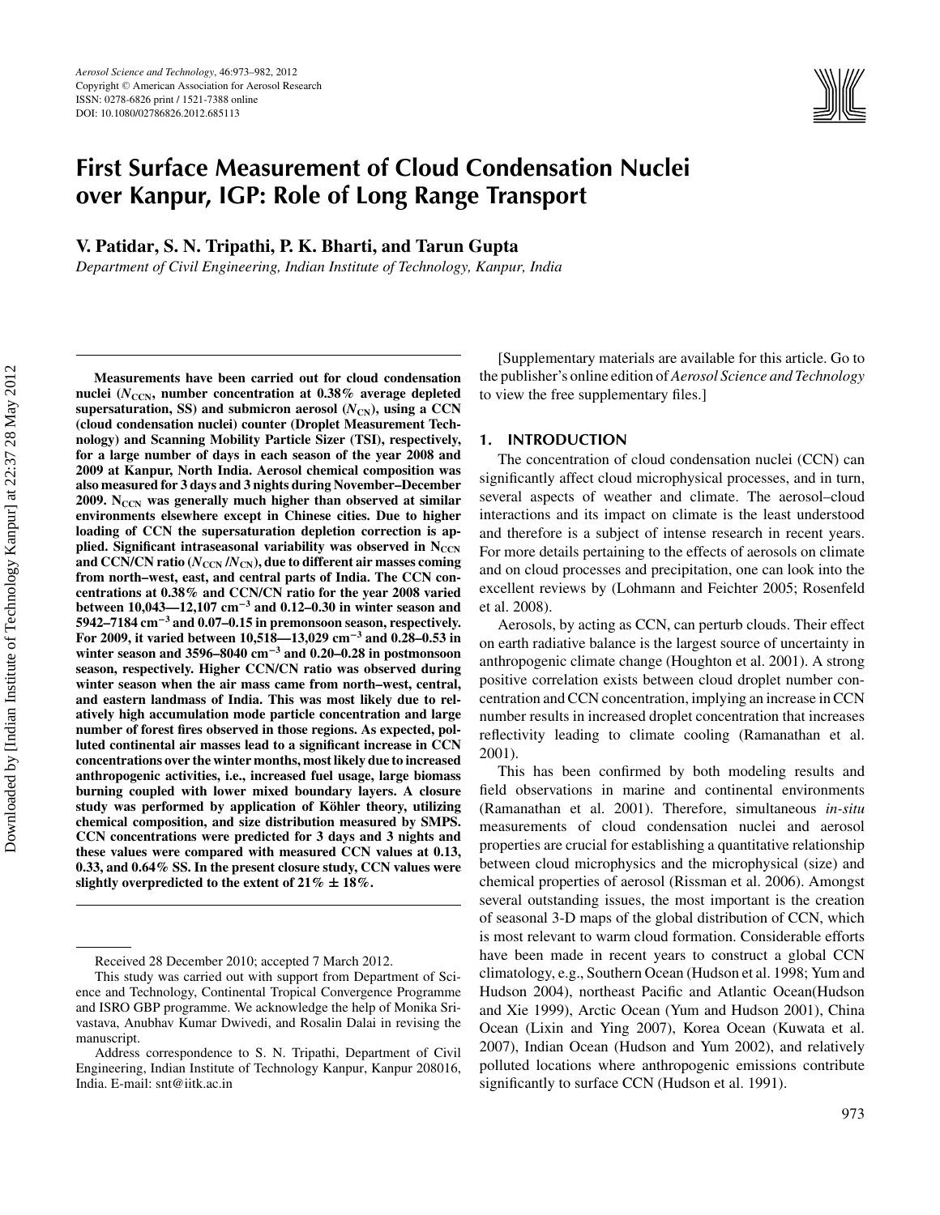# First Surface Measurement of Cloud Condensation Nuclei over Kanpur, IGP: Role of Long Range Transport

**V. Patidar, S. N. Tripathi, P. K. Bharti, and Tarun Gupta**

*Department of Civil Engineering, Indian Institute of Technology Kanpur, India*

**Measurements have been carried out for cloud condensation nuclei ($N_{CCN}$, number concentration at 0.38% average depleted supersaturation, SS) and submicron aerosol ($N_{CN}$), using a CCN (cloud condensation nuclei) counter (Droplet Measurement Technology) and Scanning Mobility Particle Sizer (TSI), respectively, for a large number of days in each season of the year 2008 and 2009 at Kanpur, North India. Aerosol chemical composition was also measured for 3 days and 3 nights during November–December 2009. $N_{CCN}$ was generally much higher than observed at similar environments elsewhere except in Chinese cities. Due to higher loading of CCN the supersaturation depletion correction is applied. Significant intraseasonal variability was observed in $N_{CCN}$ and CCN/CN ratio ($N_{CCN}$ /$N_{CN}$), due to different air masses coming from north–west, east, and central parts of India. The CCN concentrations at 0.38% and CCN/CN ratio for the year 2008 varied between 10,043—12,107 $cm^{-3}$ and 0.12–0.30 in winter season and 5942–7184 $cm^{-3}$ and 0.07–0.15 in premonsoon season, respectively. For 2009, it varied between 10,518—13,029 $cm^{-3}$ and 0.28–0.53 in winter season and 3596–8040 $cm^{-3}$ and 0.20–0.28 in postmonsoon season, respectively. Higher CCN/CN ratio was observed during winter season when the air mass came from north–west, central, and eastern landmass of India. This was most likely due to relatively high accumulation mode particle concentration and large number of forest fires observed in those regions. As expected, polluted continental air masses lead to a significant increase in CCN concentrations over the winter months, most likely due to increased anthropogenic activities, i.e., increased fuel usage, large biomass burning coupled with lower mixed boundary layers. A closure study was performed by application of Köhler theory, utilizing chemical composition, and size distribution measured by SMPS. CCN concentrations were predicted for 3 days and 3 nights and these values were compared with measured CCN values at 0.13, 0.33, and 0.64% SS. In the present closure study, CCN values were slightly overpredicted to the extent of 21% ± 18%.**

Received 28 December 2010; accepted 7 March 2012.

This study was carried out with support from Department of Science and Technology, Continental Tropical Convergence Programme and ISRO GBP programme. We acknowledge the help of Monika Srivastava, Anubhav Kumar Dwivedi, and Rosalin Dalai in revising the manuscript.

Address correspondence to S. N. Tripathi, Department of Civil Engineering, Indian Institute of Technology Kanpur, Kanpur 208016, India. E-mail: snt@iitk.ac.in

[Supplementary materials are available for this article. Go to the publisher's online edition of *Aerosol Science and Technology* to view the free supplementary files.]

## 1. INTRODUCTION

The concentration of cloud condensation nuclei (CCN) can significantly affect cloud microphysical processes, and in turn, several aspects of weather and climate. The aerosol–cloud interactions and its impact on climate is the least understood and therefore is a subject of intense research in recent years. For more details pertaining to the effects of aerosols on climate and on cloud processes and precipitation, one can look into the excellent reviews by (Lohmann and Feichter 2005; Rosenfeld et al. 2008).

Aerosols, by acting as CCN, can perturb clouds. Their effect on earth radiative balance is the largest source of uncertainty in anthropogenic climate change (Houghton et al. 2001). A strong positive correlation exists between cloud droplet number concentration and CCN concentration, implying an increase in CCN number results in increased droplet concentration that increases reflectivity leading to climate cooling (Ramanathan et al. 2001).

This has been confirmed by both modeling results and field observations in marine and continental environments (Ramanathan et al. 2001). Therefore, simultaneous *in-situ* measurements of cloud condensation nuclei and aerosol properties are crucial for establishing a quantitative relationship between cloud microphysics and the microphysical (size) and chemical properties of aerosol (Rissman et al. 2006). Amongst several outstanding issues, the most important is the creation of seasonal 3-D maps of the global distribution of CCN, which is most relevant to warm cloud formation. Considerable efforts have been made in recent years to construct a global CCN climatology, e.g., Southern Ocean (Hudson et al. 1998; Yum and Hudson 2004), northeast Pacific and Atlantic Ocean(Hudson and Xie 1999), Arctic Ocean (Yum and Hudson 2001), China Ocean (Lixin and Ying 2007), Korea Ocean (Kuwata et al. 2007), Indian Ocean (Hudson and Yum 2002), and relatively polluted locations where anthropogenic emissions contribute significantly to surface CCN (Hudson et al. 1991).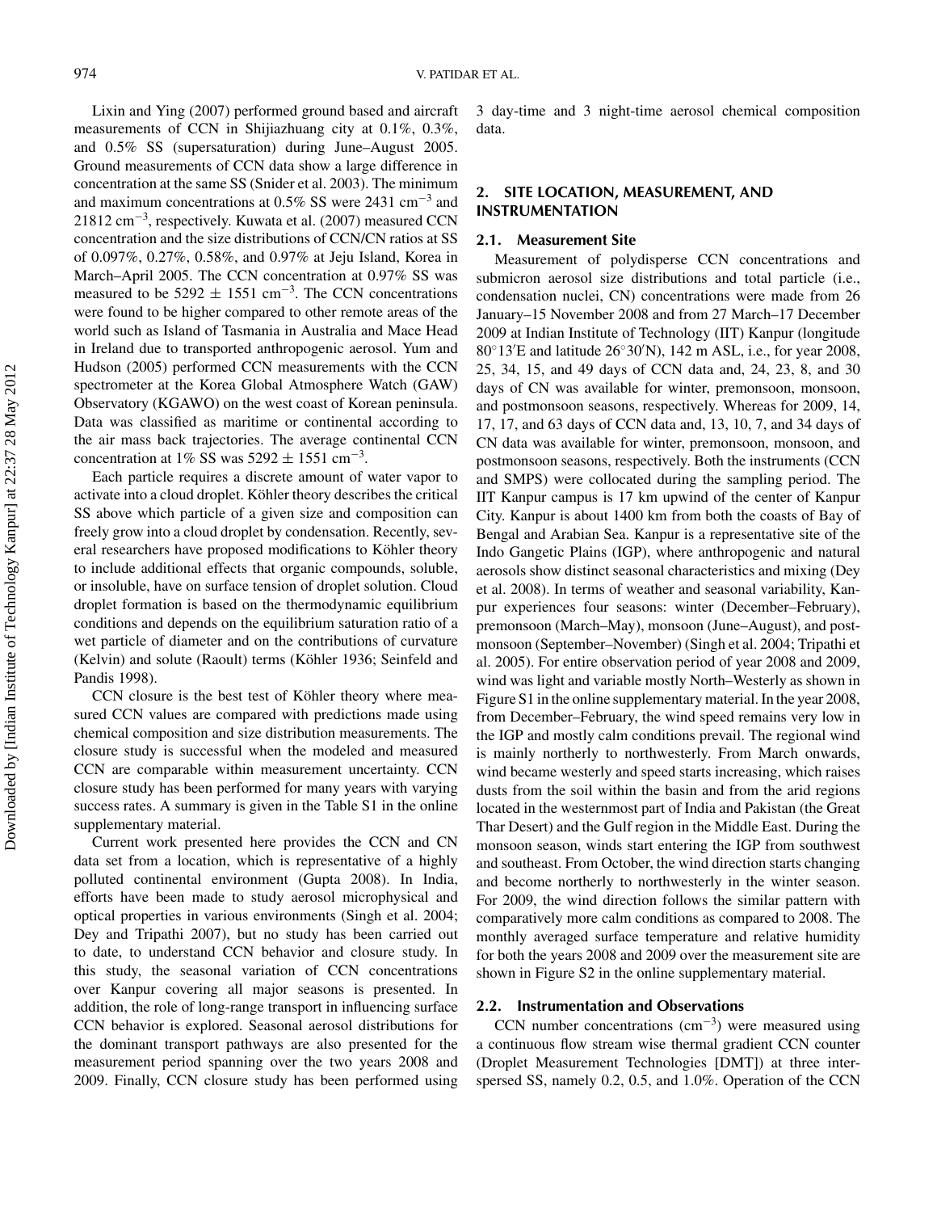Lixin and Ying (2007) performed ground based and aircraft measurements of CCN in Shijiazhuang city at 0.1%, 0.3%, and 0.5% SS (supersaturation) during June–August 2005. Ground measurements of CCN data show a large difference in concentration at the same SS (Snider et al. 2003). The minimum and maximum concentrations at 0.5% SS were 2431 $cm^{-3}$ and 21812 $cm^{-3}$, respectively. Kuwata et al. (2007) measured CCN concentration and the size distributions of CCN/CN ratios at SS of 0.097%, 0.27%, 0.58%, and 0.97% at Jeju Island, Korea in March–April 2005. The CCN concentration at 0.97% SS was measured to be 5292 ± 1551 $cm^{-3}$. The CCN concentrations were found to be higher compared to other remote areas of the world such as Island of Tasmania in Australia and Mace Head in Ireland due to transported anthropogenic aerosol. Yum and Hudson (2005) performed CCN measurements with the CCN spectrometer at the Korea Global Atmosphere Watch (GAW) Observatory (KGAWO) on the west coast of Korean peninsula. Data was classified as maritime or continental according to the air mass back trajectories. The average continental CCN concentration at 1% SS was 5292 ± 1551 $cm^{-3}$.

Each particle requires a discrete amount of water vapor to activate into a cloud droplet. Köhler theory describes the critical SS above which particle of a given size and composition can freely grow into a cloud droplet by condensation. Recently, several researchers have proposed modifications to Köhler theory to include additional effects that organic compounds, soluble, or insoluble, have on surface tension of droplet solution. Cloud droplet formation is based on the thermodynamic equilibrium conditions and depends on the equilibrium saturation ratio of a wet particle of diameter and on the contributions of curvature (Kelvin) and solute (Raoult) terms (Köhler 1936; Seinfeld and Pandis 1998).

CCN closure is the best test of Köhler theory where measured CCN values are compared with predictions made using chemical composition and size distribution measurements. The closure study is successful when the modeled and measured CCN are comparable within measurement uncertainty. CCN closure study has been performed for many years with varying success rates. A summary is given in the Table S1 in the online supplementary material.

Current work presented here provides the CCN and CN data set from a location, which is representative of a highly polluted continental environment (Gupta 2008). In India, efforts have been made to study aerosol microphysical and optical properties in various environments (Singh et al. 2004; Dey and Tripathi 2007), but no study has been carried out to date, to understand CCN behavior and closure study. In this study, the seasonal variation of CCN concentrations over Kanpur covering all major seasons is presented. In addition, the role of long-range transport in influencing surface CCN behavior is explored. Seasonal aerosol distributions for the dominant transport pathways are also presented for the measurement period spanning over the two years 2008 and 2009. Finally, CCN closure study has been performed using 3 day-time and 3 night-time aerosol chemical composition data.

## 2. SITE LOCATION, MEASUREMENT, AND INSTRUMENTATION

### 2.1. Measurement Site

Measurement of polydisperse CCN concentrations and submicron aerosol size distributions and total particle (i.e., condensation nuclei, CN) concentrations were made from 26 January–15 November 2008 and from 27 March–17 December 2009 at Indian Institute of Technology (IIT) Kanpur (longitude 80°13′E and latitude 26°30′N), 142 m ASL, i.e., for year 2008, 25, 34, 15, and 49 days of CCN data and, 24, 23, 8, and 30 days of CN was available for winter, premonsoon, monsoon, and postmonsoon seasons, respectively. Whereas for 2009, 14, 17, 17, and 63 days of CCN data and, 13, 10, 7, and 34 days of CN data was available for winter, premonsoon, monsoon, and postmonsoon seasons, respectively. Both the instruments (CCN and SMPS) were collocated during the sampling period. The IIT Kanpur campus is 17 km upwind of the center of Kanpur City. Kanpur is about 1400 km from both the coasts of Bay of Bengal and Arabian Sea. Kanpur is a representative site of the Indo Gangetic Plains (IGP), where anthropogenic and natural aerosols show distinct seasonal characteristics and mixing (Dey et al. 2008). In terms of weather and seasonal variability, Kanpur experiences four seasons: winter (December–February), premonsoon (March–May), monsoon (June–August), and postmonsoon (September–November) (Singh et al. 2004; Tripathi et al. 2005). For entire observation period of year 2008 and 2009, wind was light and variable mostly North–Westerly as shown in Figure S1 in the online supplementary material. In the year 2008, from December–February, the wind speed remains very low in the IGP and mostly calm conditions prevail. The regional wind is mainly northerly to northwesterly. From March onwards, wind became westerly and speed starts increasing, which raises dusts from the soil within the basin and from the arid regions located in the westernmost part of India and Pakistan (the Great Thar Desert) and the Gulf region in the Middle East. During the monsoon season, winds start entering the IGP from southwest and southeast. From October, the wind direction starts changing and become northerly to northwesterly in the winter season. For 2009, the wind direction follows the similar pattern with comparatively more calm conditions as compared to 2008. The monthly averaged surface temperature and relative humidity for both the years 2008 and 2009 over the measurement site are shown in Figure S2 in the online supplementary material.

### 2.2. Instrumentation and Observations

CCN number concentrations ($cm^{-3}$) were measured using a continuous flow stream wise thermal gradient CCN counter (Droplet Measurement Technologies [DMT]) at three interspersed SS, namely 0.2, 0.5, and 1.0%. Operation of the CCN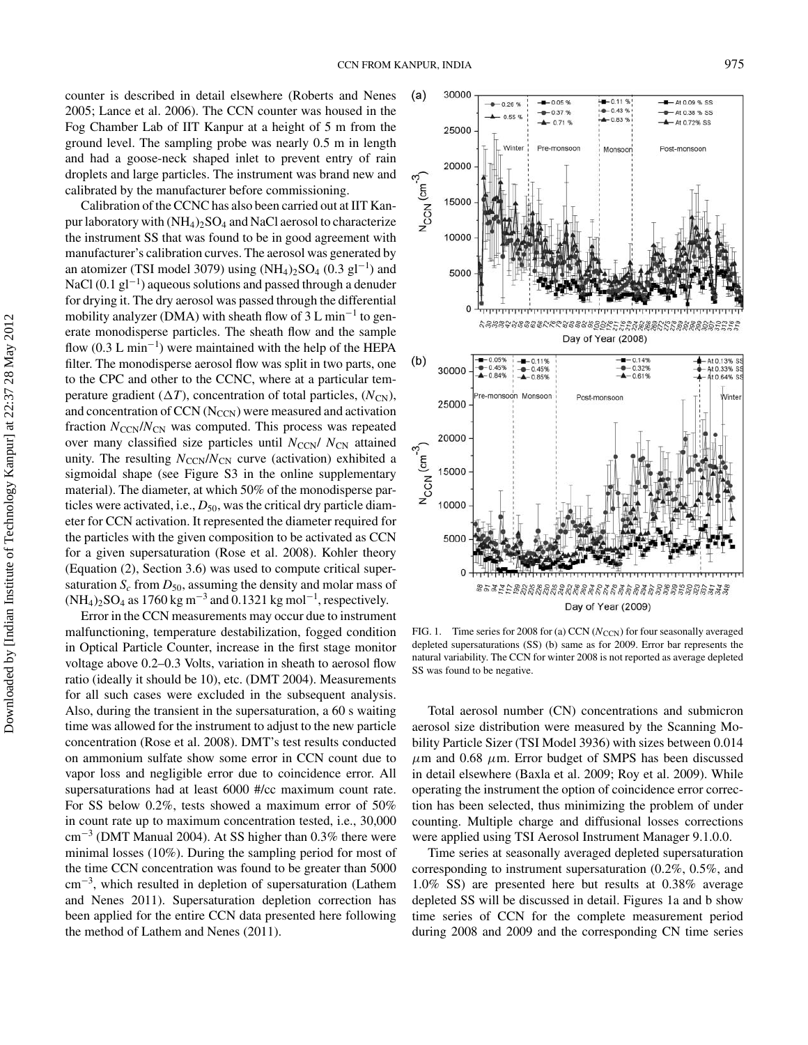counter is described in detail elsewhere (Roberts and Nenes 2005; Lance et al. 2006). The CCN counter was housed in the Fog Chamber Lab of IIT Kanpur at a height of 5 m from the ground level. The sampling probe was nearly 0.5 m in length and had a goose-neck shaped inlet to prevent entry of rain droplets and large particles. The instrument was brand new and calibrated by the manufacturer before commissioning.

Calibration of the CCNC has also been carried out at IIT Kanpur laboratory with $(NH_4)_2SO_4$ and NaCl aerosol to characterize the instrument SS that was found to be in good agreement with manufacturer's calibration curves. The aerosol was generated by an atomizer (TSI model 3079) using $(NH_4)_2SO_4$ (0.3 $gl^{-1}$) and NaCl (0.1 $gl^{-1}$) aqueous solutions and passed through a denuder for drying it. The dry aerosol was passed through the differential mobility analyzer (DMA) with sheath flow of 3 L $min^{-1}$ to generate monodisperse particles. The sheath flow and the sample flow (0.3 L $min^{-1}$) were maintained with the help of the HEPA filter. The monodisperse aerosol flow was split in two parts, one to the CPC and other to the CCNC, where at a particular temperature gradient ($\Delta T$), concentration of total particles, ($N_{CN}$), and concentration of CCN ($N_{CCN}$) were measured and activation fraction $N_{CCN}/N_{CN}$ was computed. This process was repeated over many classified size particles until $N_{CCN}/N_{CN}$ attained unity. The resulting $N_{CCN}/N_{CN}$ curve (activation) exhibited a sigmoidal shape (see Figure S3 in the online supplementary material). The diameter, at which 50% of the monodisperse particles were activated, i.e., $D_{50}$, was the critical dry particle diameter for CCN activation. It represented the diameter required for the particles with the given composition to be activated as CCN for a given supersaturation (Rose et al. 2008). Kohler theory (Equation (2), Section 3.6) was used to compute critical supersaturation $S_c$ from $D_{50}$, assuming the density and molar mass of $(NH_4)_2SO_4$ as 1760 kg $m^{-3}$ and 0.1321 kg $mol^{-1}$, respectively.

Error in the CCN measurements may occur due to instrument malfunctioning, temperature destabilization, fogged condition in Optical Particle Counter, increase in the first stage monitor voltage above 0.2–0.3 Volts, variation in sheath to aerosol flow ratio (ideally it should be 10), etc. (DMT 2004). Measurements for all such cases were excluded in the subsequent analysis. Also, during the transient in the supersaturation, a 60 s waiting time was allowed for the instrument to adjust to the new particle concentration (Rose et al. 2008). DMT's test results conducted on ammonium sulfate show some error in CCN count due to vapor loss and negligible error due to coincidence error. All supersaturations had at least 6000 #/cc maximum count rate. For SS below 0.2%, tests showed a maximum error of 50% in count rate up to maximum concentration tested, i.e., 30,000 $cm^{-3}$ (DMT Manual 2004). At SS higher than 0.3% there were minimal losses (10%). During the sampling period for most of the time CCN concentration was found to be greater than 5000 $cm^{-3}$, which resulted in depletion of supersaturation (Lathem and Nenes 2011). Supersaturation depletion correction has been applied for the entire CCN data presented here following the method of Lathem and Nenes (2011).

FIG. 1. Time series for 2008 for (a) CCN ($N_{CCN}$) for four seasonally averaged depleted supersaturations (SS) (b) same as for 2009. Error bar represents the natural variability. The CCN for winter 2008 is not reported as average depleted SS was found to be negative.

Total aerosol number (CN) concentrations and submicron aerosol size distribution were measured by the Scanning Mobility Particle Sizer (TSI Model 3936) with sizes between 0.014 $\mu$m and 0.68 $\mu$m. Error budget of SMPS has been discussed in detail elsewhere (Baxla et al. 2009; Roy et al. 2009). While operating the instrument the option of coincidence error correction has been selected, thus minimizing the problem of under counting. Multiple charge and diffusional losses corrections were applied using TSI Aerosol Instrument Manager 9.1.0.0.

Time series at seasonally averaged depleted supersaturation corresponding to instrument supersaturation (0.2%, 0.5%, and 1.0% SS) are presented here but results at 0.38% average depleted SS will be discussed in detail. Figures 1a and b show time series of CCN for the complete measurement period during 2008 and 2009 and the corresponding CN time series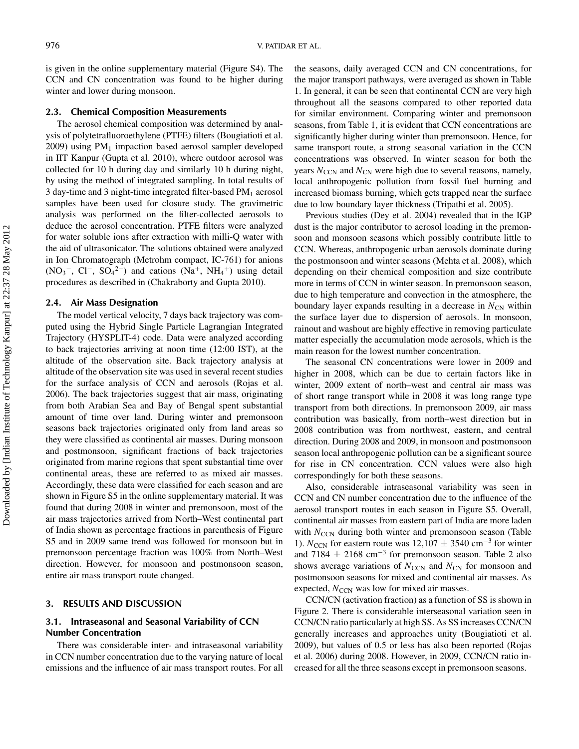is given in the online supplementary material (Figure S4). The CCN and CN concentration was found to be higher during winter and lower during monsoon.

### 2.3. Chemical Composition Measurements

The aerosol chemical composition was determined by analysis of polytetrafluoroethylene (PTFE) filters (Bougiatioti et al. 2009) using $PM_1$ impaction based aerosol sampler developed in IIT Kanpur (Gupta et al. 2010), where outdoor aerosol was collected for 10 h during day and similarly 10 h during night, by using the method of integrated sampling. In total results of 3 day-time and 3 night-time integrated filter-based $PM_1$ aerosol samples have been used for closure study. The gravimetric analysis was performed on the filter-collected aerosols to deduce the aerosol concentration. PTFE filters were analyzed for water soluble ions after extraction with milli-Q water with the aid of ultrasonicator. The solutions obtained were analyzed in Ion Chromatograph (Metrohm compact, IC-761) for anions ($NO_3^-$, $Cl^-$, $SO_4^{2-}$) and cations ($Na^+$, $NH_4^+$) using detail procedures as described in (Chakraborty and Gupta 2010).

### 2.4. Air Mass Designation

The model vertical velocity, 7 days back trajectory was computed using the Hybrid Single Particle Lagrangian Integrated Trajectory (HYSPLIT-4) code. Data were analyzed according to back trajectories arriving at noon time (12:00 IST), at the altitude of the observation site. Back trajectory analysis at altitude of the observation site was used in several recent studies for the surface analysis of CCN and aerosols (Rojas et al. 2006). The back trajectories suggest that air mass, originating from both Arabian Sea and Bay of Bengal spent substantial amount of time over land. During winter and premonsoon seasons back trajectories originated only from land areas so they were classified as continental air masses. During monsoon and postmonsoon, significant fractions of back trajectories originated from marine regions that spent substantial time over continental areas, these are referred to as mixed air masses. Accordingly, these data were classified for each season and are shown in Figure S5 in the online supplementary material. It was found that during 2008 in winter and premonsoon, most of the air mass trajectories arrived from North–West continental part of India shown as percentage fractions in parenthesis of Figure S5 and in 2009 same trend was followed for monsoon but in premonsoon percentage fraction was 100% from North–West direction. However, for monsoon and postmonsoon season, entire air mass transport route changed.

## 3. RESULTS AND DISCUSSION

### 3.1. Intraseasonal and Seasonal Variability of CCN Number Concentration

There was considerable inter- and intraseasonal variability in CCN number concentration due to the varying nature of local emissions and the influence of air mass transport routes. For all the seasons, daily averaged CCN and CN concentrations, for the major transport pathways, were averaged as shown in Table 1. In general, it can be seen that continental CCN are very high throughout all the seasons compared to other reported data for similar environment. Comparing winter and premonsoon seasons, from Table 1, it is evident that CCN concentrations are significantly higher during winter than premonsoon. Hence, for same transport route, a strong seasonal variation in the CCN concentrations was observed. In winter season for both the years $N_{CCN}$ and $N_{CN}$ were high due to several reasons, namely, local anthropogenic pollution from fossil fuel burning and increased biomass burning, which gets trapped near the surface due to low boundary layer thickness (Tripathi et al. 2005).

Previous studies (Dey et al. 2004) revealed that in the IGP dust is the major contributor to aerosol loading in the premonsoon and monsoon seasons which possibly contribute little to CCN. Whereas, anthropogenic urban aerosols dominate during the postmonsoon and winter seasons (Mehta et al. 2008), which depending on their chemical composition and size contribute more in terms of CCN in winter season. In premonsoon season, due to high temperature and convection in the atmosphere, the boundary layer expands resulting in a decrease in $N_{CN}$ within the surface layer due to dispersion of aerosols. In monsoon, rainout and washout are highly effective in removing particulate matter especially the accumulation mode aerosols, which is the main reason for the lowest number concentration.

The seasonal CN concentrations were lower in 2009 and higher in 2008, which can be due to certain factors like in winter, 2009 extent of north–west and central air mass was of short range transport while in 2008 it was long range type transport from both directions. In premonsoon 2009, air mass contribution was basically, from north–west direction but in 2008 contribution was from northwest, eastern, and central direction. During 2008 and 2009, in monsoon and postmonsoon season local anthropogenic pollution can be a significant source for rise in CN concentration. CCN values were also high correspondingly for both these seasons.

Also, considerable intraseasonal variability was seen in CCN and CN number concentration due to the influence of the aerosol transport routes in each season in Figure S5. Overall, continental air masses from eastern part of India are more laden with $N_{CCN}$ during both winter and premonsoon season (Table 1). $N_{CCN}$ for eastern route was $12{,}107 \pm 3540$ $cm^{-3}$ for winter and $7184 \pm 2168$ $cm^{-3}$ for premonsoon season. Table 2 also shows average variations of $N_{CCN}$ and $N_{CN}$ for monsoon and postmonsoon seasons for mixed and continental air masses. As expected, $N_{CCN}$ was low for mixed air masses.

CCN/CN (activation fraction) as a function of SS is shown in Figure 2. There is considerable interseasonal variation seen in CCN/CN ratio particularly at high SS. As SS increases CCN/CN generally increases and approaches unity (Bougiatioti et al. 2009), but values of 0.5 or less has also been reported (Rojas et al. 2006) during 2008. However, in 2009, CCN/CN ratio increased for all the three seasons except in premonsoon seasons.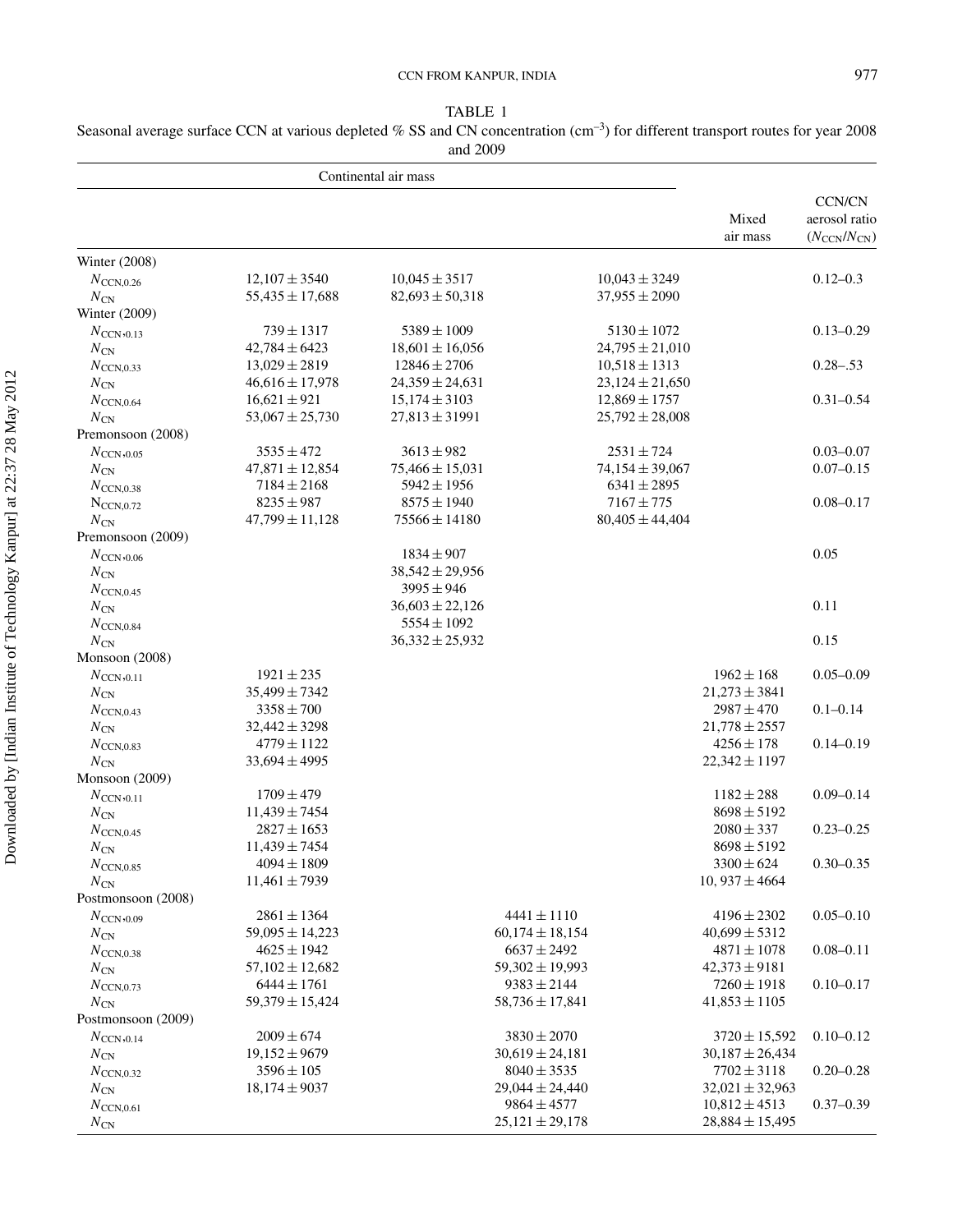TABLE 1

Seasonal average surface CCN at various depleted % SS and CN concentration (cm$^{-3}$) for different transport routes for year 2008 and 2009

| | Continental air mass | | | Mixed air mass | CCN/CN aerosol ratio ($N_{CCN}/N_{CN}$) |
|---|---|---|---|---|---|
| Winter (2008) | | | | | |
| $N_{CCN,0.26}$ | 12,107 ± 3540 | 10,045 ± 3517 | 10,043 ± 3249 | | 0.12–0.3 |
| $N_{CN}$ | 55,435 ± 17,688 | 82,693 ± 50,318 | 37,955 ± 2090 | | |
| Winter (2009) | | | | | |
| $N_{CCN,0.13}$ | 739 ± 1317 | 5389 ± 1009 | 5130 ± 1072 | | 0.13–0.29 |
| $N_{CN}$ | 42,784 ± 6423 | 18,601 ± 16,056 | 24,795 ± 21,010 | | |
| $N_{CCN,0.33}$ | 13,029 ± 2819 | 12846 ± 2706 | 10,518 ± 1313 | | 0.28–.53 |
| $N_{CN}$ | 46,616 ± 17,978 | 24,359 ± 24,631 | 23,124 ± 21,650 | | |
| $N_{CCN,0.64}$ | 16,621 ± 921 | 15,174 ± 3103 | 12,869 ± 1757 | | 0.31–0.54 |
| $N_{CN}$ | 53,067 ± 25,730 | 27,813 ± 31991 | 25,792 ± 28,008 | | |
| Premonsoon (2008) | | | | | |
| $N_{CCN,0.05}$ | 3535 ± 472 | 3613 ± 982 | 2531 ± 724 | | 0.03–0.07 |
| $N_{CN}$ | 47,871 ± 12,854 | 75,466 ± 15,031 | 74,154 ± 39,067 | | 0.07–0.15 |
| $N_{CCN,0.38}$ | 7184 ± 2168 | 5942 ± 1956 | 6341 ± 2895 | | |
| $N_{CCN,0.72}$ | 8235 ± 987 | 8575 ± 1940 | 7167 ± 775 | | 0.08–0.17 |
| $N_{CN}$ | 47,799 ± 11,128 | 75566 ± 14180 | 80,405 ± 44,404 | | |
| Premonsoon (2009) | | | | | |
| $N_{CCN,0.06}$ | | 1834 ± 907 | | | 0.05 |
| $N_{CN}$ | | 38,542 ± 29,956 | | | |
| $N_{CCN,0.45}$ | | 3995 ± 946 | | | |
| $N_{CN}$ | | 36,603 ± 22,126 | | | 0.11 |
| $N_{CCN,0.84}$ | | 5554 ± 1092 | | | |
| $N_{CN}$ | | 36,332 ± 25,932 | | | 0.15 |
| Monsoon (2008) | | | | | |
| $N_{CCN,0.11}$ | 1921 ± 235 | | | 1962 ± 168 | 0.05–0.09 |
| $N_{CN}$ | 35,499 ± 7342 | | | 21,273 ± 3841 | |
| $N_{CCN,0.43}$ | 3358 ± 700 | | | 2987 ± 470 | 0.1–0.14 |
| $N_{CN}$ | 32,442 ± 3298 | | | 21,778 ± 2557 | |
| $N_{CCN,0.83}$ | 4779 ± 1122 | | | 4256 ± 178 | 0.14–0.19 |
| $N_{CN}$ | 33,694 ± 4995 | | | 22,342 ± 1197 | |
| Monsoon (2009) | | | | | |
| $N_{CCN,0.11}$ | 1709 ± 479 | | | 1182 ± 288 | 0.09–0.14 |
| $N_{CN}$ | 11,439 ± 7454 | | | 8698 ± 5192 | |
| $N_{CCN,0.45}$ | 2827 ± 1653 | | | 2080 ± 337 | 0.23–0.25 |
| $N_{CN}$ | 11,439 ± 7454 | | | 8698 ± 5192 | |
| $N_{CCN,0.85}$ | 4094 ± 1809 | | | 3300 ± 624 | 0.30–0.35 |
| $N_{CN}$ | 11,461 ± 7939 | | | 10, 937 ± 4664 | |
| Postmonsoon (2008) | | | | | |
| $N_{CCN,0.09}$ | 2861 ± 1364 | | 4441 ± 1110 | 4196 ± 2302 | 0.05–0.10 |
| $N_{CN}$ | 59,095 ± 14,223 | | 60,174 ± 18,154 | 40,699 ± 5312 | |
| $N_{CCN,0.38}$ | 4625 ± 1942 | | 6637 ± 2492 | 4871 ± 1078 | 0.08–0.11 |
| $N_{CN}$ | 57,102 ± 12,682 | | 59,302 ± 19,993 | 42,373 ± 9181 | |
| $N_{CCN,0.73}$ | 6444 ± 1761 | | 9383 ± 2144 | 7260 ± 1918 | 0.10–0.17 |
| $N_{CN}$ | 59,379 ± 15,424 | | 58,736 ± 17,841 | 41,853 ± 1105 | |
| Postmonsoon (2009) | | | | | |
| $N_{CCN,0.14}$ | 2009 ± 674 | | 3830 ± 2070 | 3720 ± 15,592 | 0.10–0.12 |
| $N_{CN}$ | 19,152 ± 9679 | | 30,619 ± 24,181 | 30,187 ± 26,434 | |
| $N_{CCN,0.32}$ | 3596 ± 105 | | 8040 ± 3535 | 7702 ± 3118 | 0.20–0.28 |
| $N_{CN}$ | 18,174 ± 9037 | | 29,044 ± 24,440 | 32,021 ± 32,963 | |
| $N_{CCN,0.61}$ | | | 9864 ± 4577 | 10,812 ± 4513 | 0.37–0.39 |
| $N_{CN}$ | | | 25,121 ± 29,178 | 28,884 ± 15,495 | |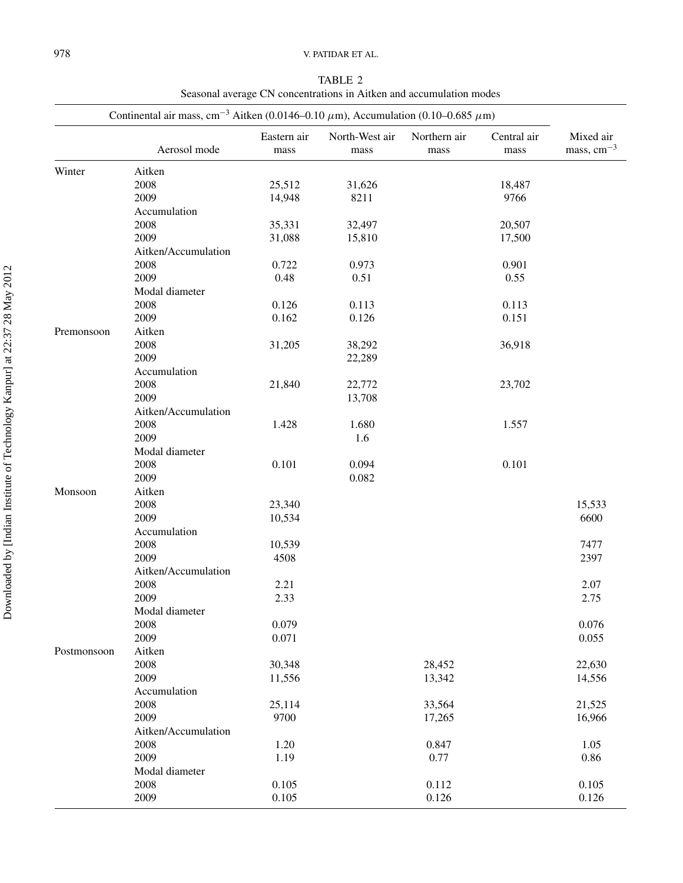TABLE 2
Seasonal average CN concentrations in Aitken and accumulation modes

| | Continental air mass, $cm^{-3}$ Aitken (0.0146–0.10 $\mu$m), Accumulation (0.10–0.685 $\mu$m) | | | | | |
|---|---|---|---|---|---|---|
| | Aerosol mode | Eastern air mass | North-West air mass | Northern air mass | Central air mass | Mixed air mass, $cm^{-3}$ |
| Winter | Aitken | | | | | |
| | 2008 | 25,512 | 31,626 | | 18,487 | |
| | 2009 | 14,948 | 8211 | | 9766 | |
| | Accumulation | | | | | |
| | 2008 | 35,331 | 32,497 | | 20,507 | |
| | 2009 | 31,088 | 15,810 | | 17,500 | |
| | Aitken/Accumulation | | | | | |
| | 2008 | 0.722 | 0.973 | | 0.901 | |
| | 2009 | 0.48 | 0.51 | | 0.55 | |
| | Modal diameter | | | | | |
| | 2008 | 0.126 | 0.113 | | 0.113 | |
| | 2009 | 0.162 | 0.126 | | 0.151 | |
| Premonsoon | Aitken | | | | | |
| | 2008 | 31,205 | 38,292 | | 36,918 | |
| | 2009 | | 22,289 | | | |
| | Accumulation | | | | | |
| | 2008 | 21,840 | 22,772 | | 23,702 | |
| | 2009 | | 13,708 | | | |
| | Aitken/Accumulation | | | | | |
| | 2008 | 1.428 | 1.680 | | 1.557 | |
| | 2009 | | 1.6 | | | |
| | Modal diameter | | | | | |
| | 2008 | 0.101 | 0.094 | | 0.101 | |
| | 2009 | | 0.082 | | | |
| Monsoon | Aitken | | | | | |
| | 2008 | 23,340 | | | | 15,533 |
| | 2009 | 10,534 | | | | 6600 |
| | Accumulation | | | | | |
| | 2008 | 10,539 | | | | 7477 |
| | 2009 | 4508 | | | | 2397 |
| | Aitken/Accumulation | | | | | |
| | 2008 | 2.21 | | | | 2.07 |
| | 2009 | 2.33 | | | | 2.75 |
| | Modal diameter | | | | | |
| | 2008 | 0.079 | | | | 0.076 |
| | 2009 | 0.071 | | | | 0.055 |
| Postmonsoon | Aitken | | | | | |
| | 2008 | 30,348 | | 28,452 | | 22,630 |
| | 2009 | 11,556 | | 13,342 | | 14,556 |
| | Accumulation | | | | | |
| | 2008 | 25,114 | | 33,564 | | 21,525 |
| | 2009 | 9700 | | 17,265 | | 16,966 |
| | Aitken/Accumulation | | | | | |
| | 2008 | 1.20 | | 0.847 | | 1.05 |
| | 2009 | 1.19 | | 0.77 | | 0.86 |
| | Modal diameter | | | | | |
| | 2008 | 0.105 | | 0.112 | | 0.105 |
| | 2009 | 0.105 | | 0.126 | | 0.126 |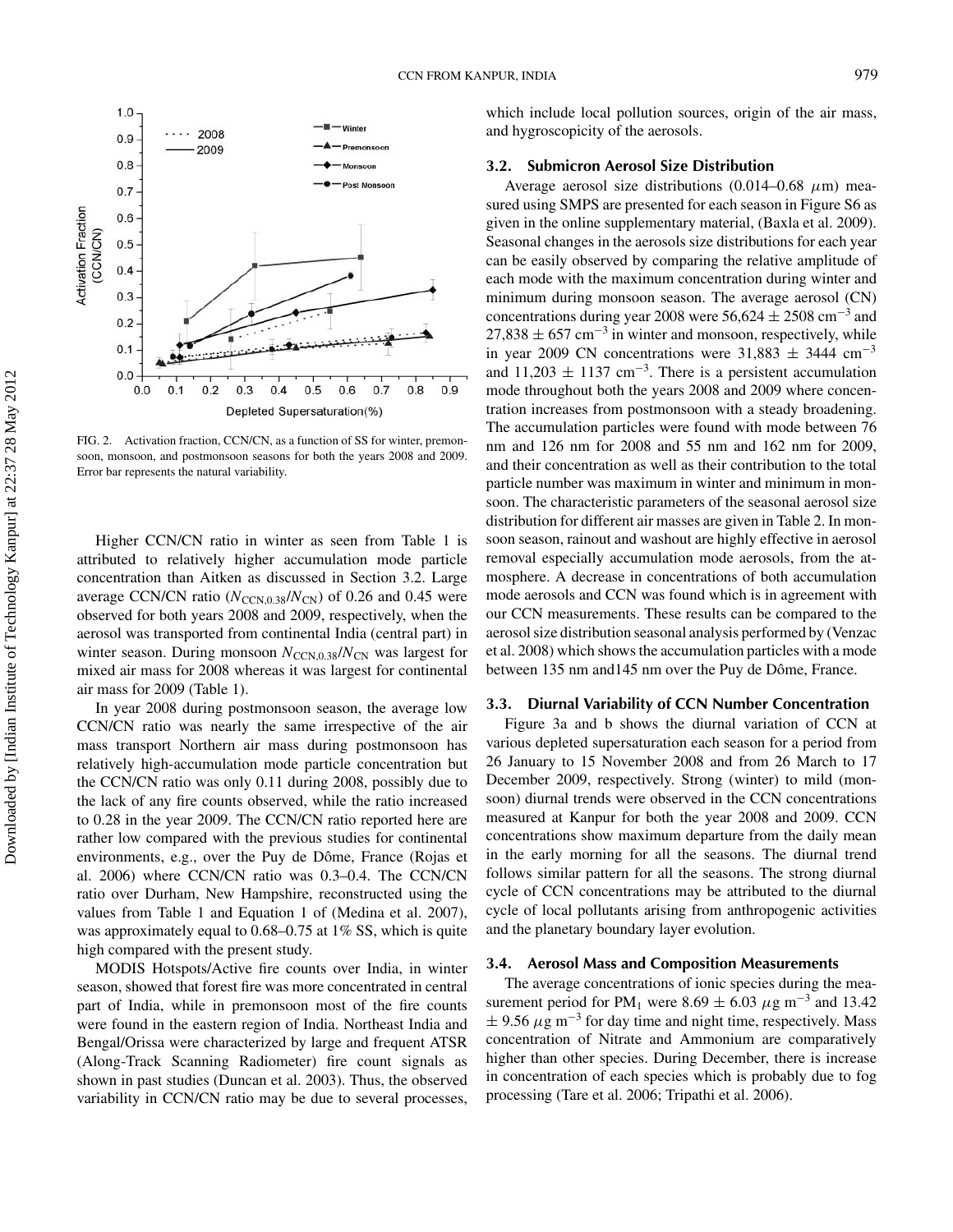FIG. 2. Activation fraction, CCN/CN, as a function of SS for winter, premonsoon, monsoon, and postmonsoon seasons for both the years 2008 and 2009. Error bar represents the natural variability.

Higher CCN/CN ratio in winter as seen from Table 1 is attributed to relatively higher accumulation mode particle concentration than Aitken as discussed in Section 3.2. Large average CCN/CN ratio ($N_{CCN,0.38}/N_{CN}$) of 0.26 and 0.45 were observed for both years 2008 and 2009, respectively, when the aerosol was transported from continental India (central part) in winter season. During monsoon $N_{CCN,0.38}/N_{CN}$ was largest for mixed air mass for 2008 whereas it was largest for continental air mass for 2009 (Table 1).

In year 2008 during postmonsoon season, the average low CCN/CN ratio was nearly the same irrespective of the air mass transport Northern air mass during postmonsoon has relatively high-accumulation mode particle concentration but the CCN/CN ratio was only 0.11 during 2008, possibly due to the lack of any fire counts observed, while the ratio increased to 0.28 in the year 2009. The CCN/CN ratio reported here are rather low compared with the previous studies for continental environments, e.g., over the Puy de Dôme, France (Rojas et al. 2006) where CCN/CN ratio was 0.3–0.4. The CCN/CN ratio over Durham, New Hampshire, reconstructed using the values from Table 1 and Equation 1 of (Medina et al. 2007), was approximately equal to 0.68–0.75 at 1% SS, which is quite high compared with the present study.

MODIS Hotspots/Active fire counts over India, in winter season, showed that forest fire was more concentrated in central part of India, while in premonsoon most of the fire counts were found in the eastern region of India. Northeast India and Bengal/Orissa were characterized by large and frequent ATSR (Along-Track Scanning Radiometer) fire count signals as shown in past studies (Duncan et al. 2003). Thus, the observed variability in CCN/CN ratio may be due to several processes, which include local pollution sources, origin of the air mass, and hygroscopicity of the aerosols.

### 3.2. Submicron Aerosol Size Distribution

Average aerosol size distributions (0.014–0.68 $\mu$m) measured using SMPS are presented for each season in Figure S6 as given in the online supplementary material, (Baxla et al. 2009). Seasonal changes in the aerosols size distributions for each year can be easily observed by comparing the relative amplitude of each mode with the maximum concentration during winter and minimum during monsoon season. The average aerosol (CN) concentrations during year 2008 were $56{,}624 \pm 2508$ cm$^{-3}$ and $27{,}838 \pm 657$ cm$^{-3}$ in winter and monsoon, respectively, while in year 2009 CN concentrations were $31{,}883 \pm 3444$ cm$^{-3}$ and $11{,}203 \pm 1137$ cm$^{-3}$. There is a persistent accumulation mode throughout both the years 2008 and 2009 where concentration increases from postmonsoon with a steady broadening. The accumulation particles were found with mode between 76 nm and 126 nm for 2008 and 55 nm and 162 nm for 2009, and their concentration as well as their contribution to the total particle number was maximum in winter and minimum in monsoon. The characteristic parameters of the seasonal aerosol size distribution for different air masses are given in Table 2. In monsoon season, rainout and washout are highly effective in aerosol removal especially accumulation mode aerosols, from the atmosphere. A decrease in concentrations of both accumulation mode aerosols and CCN was found which is in agreement with our CCN measurements. These results can be compared to the aerosol size distribution seasonal analysis performed by (Venzac et al. 2008) which shows the accumulation particles with a mode between 135 nm and145 nm over the Puy de Dôme, France.

### 3.3. Diurnal Variability of CCN Number Concentration

Figure 3a and b shows the diurnal variation of CCN at various depleted supersaturation each season for a period from 26 January to 15 November 2008 and from 26 March to 17 December 2009, respectively. Strong (winter) to mild (monsoon) diurnal trends were observed in the CCN concentrations measured at Kanpur for both the year 2008 and 2009. CCN concentrations show maximum departure from the daily mean in the early morning for all the seasons. The diurnal trend follows similar pattern for all the seasons. The strong diurnal cycle of CCN concentrations may be attributed to the diurnal cycle of local pollutants arising from anthropogenic activities and the planetary boundary layer evolution.

### 3.4. Aerosol Mass and Composition Measurements

The average concentrations of ionic species during the measurement period for $PM_1$ were $8.69 \pm 6.03$ $\mu$g m$^{-3}$ and $13.42 \pm 9.56$ $\mu$g m$^{-3}$ for day time and night time, respectively. Mass concentration of Nitrate and Ammonium are comparatively higher than other species. During December, there is increase in concentration of each species which is probably due to fog processing (Tare et al. 2006; Tripathi et al. 2006).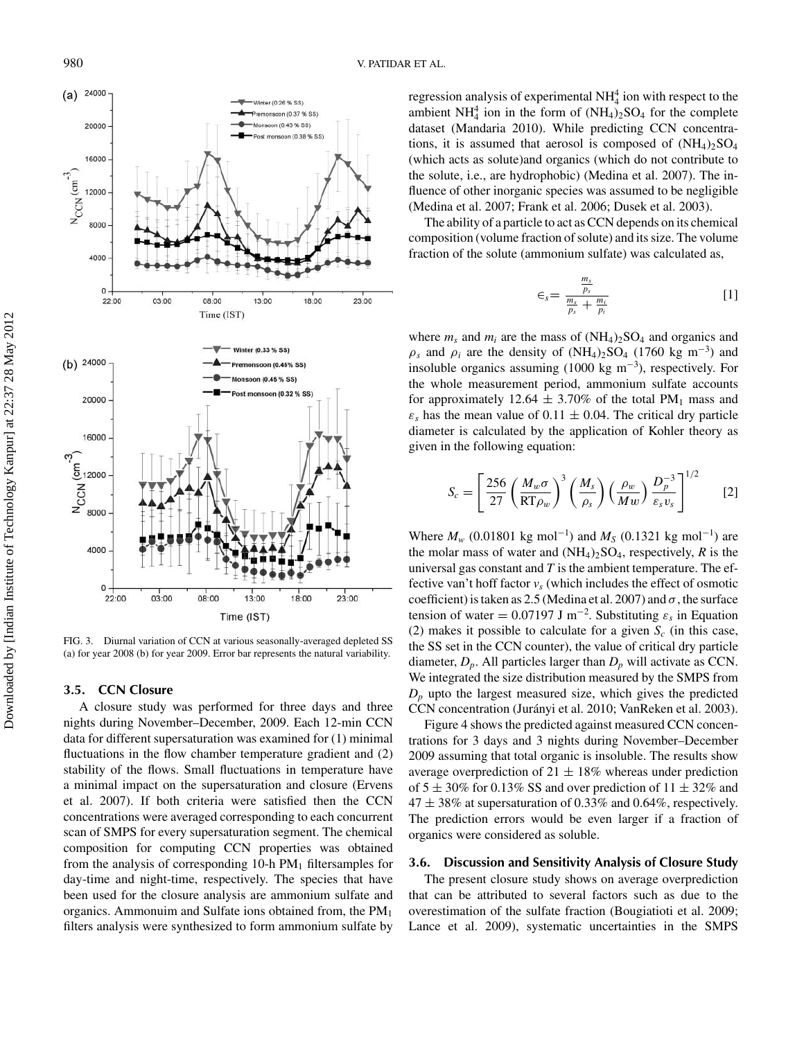FIG. 3. Diurnal variation of CCN at various seasonally-averaged depleted SS (a) for year 2008 (b) for year 2009. Error bar represents the natural variability.

### 3.5. CCN Closure

A closure study was performed for three days and three nights during November–December, 2009. Each 12-min CCN data for different supersaturation was examined for (1) minimal fluctuations in the flow chamber temperature gradient and (2) stability of the flows. Small fluctuations in temperature have a minimal impact on the supersaturation and closure (Ervens et al. 2007). If both criteria were satisfied then the CCN concentrations were averaged corresponding to each concurrent scan of SMPS for every supersaturation segment. The chemical composition for computing CCN properties was obtained from the analysis of corresponding 10-h $PM_1$ filtersamples for day-time and night-time, respectively. The species that have been used for the closure analysis are ammonium sulfate and organics. Ammonuim and Sulfate ions obtained from, the $PM_1$ filters analysis were synthesized to form ammonium sulfate by regression analysis of experimental $NH_4^4$ ion with respect to the ambient $NH_4^4$ ion in the form of $(NH_4)_2SO_4$ for the complete dataset (Mandaria 2010). While predicting CCN concentrations, it is assumed that aerosol is composed of $(NH_4)_2SO_4$ (which acts as solute)and organics (which do not contribute to the solute, i.e., are hydrophobic) (Medina et al. 2007). The influence of other inorganic species was assumed to be negligible (Medina et al. 2007; Frank et al. 2006; Dusek et al. 2003).

The ability of a particle to act as CCN depends on its chemical composition (volume fraction of solute) and its size. The volume fraction of the solute (ammonium sulfate) was calculated as,

$$\in_s = \frac{\frac{m_s}{p_s}}{\frac{m_s}{p_s} + \frac{m_i}{p_i}} \quad [1]$$

where $m_s$ and $m_i$ are the mass of $(NH_4)_2SO_4$ and organics and $\rho_s$ and $\rho_i$ are the density of $(NH_4)_2SO_4$ (1760 kg $m^{-3}$) and insoluble organics assuming (1000 kg $m^{-3}$), respectively. For the whole measurement period, ammonium sulfate accounts for approximately 12.64 ± 3.70% of the total $PM_1$ mass and $\varepsilon_s$ has the mean value of 0.11 ± 0.04. The critical dry particle diameter is calculated by the application of Kohler theory as given in the following equation:

$$S_c = \left[ \frac{256}{27} \left( \frac{M_w \sigma}{\mathrm{RT} \rho_w} \right)^3 \left( \frac{M_s}{\rho_s} \right) \left( \frac{\rho_w}{Mw} \right) \frac{D_p^{-3}}{\varepsilon_s v_s} \right]^{1/2} \quad [2]$$

Where $M_w$ (0.01801 kg $mol^{-1}$) and $M_S$ (0.1321 kg $mol^{-1}$) are the molar mass of water and $(NH_4)_2SO_4$, respectively, $R$ is the universal gas constant and $T$ is the ambient temperature. The effective van't hoff factor $v_s$ (which includes the effect of osmotic coefficient) is taken as 2.5 (Medina et al. 2007) and $\sigma$, the surface tension of water = 0.07197 J $m^{-2}$. Substituting $\varepsilon_s$ in Equation (2) makes it possible to calculate for a given $S_c$ (in this case, the SS set in the CCN counter), the value of critical dry particle diameter, $D_p$. All particles larger than $D_p$ will activate as CCN. We integrated the size distribution measured by the SMPS from $D_p$ upto the largest measured size, which gives the predicted CCN concentration (Jurányi et al. 2010; VanReken et al. 2003).

Figure 4 shows the predicted against measured CCN concentrations for 3 days and 3 nights during November–December 2009 assuming that total organic is insoluble. The results show average overprediction of 21 ± 18% whereas under prediction of 5 ± 30% for 0.13% SS and over prediction of 11 ± 32% and 47 ± 38% at supersaturation of 0.33% and 0.64%, respectively. The prediction errors would be even larger if a fraction of organics were considered as soluble.

### 3.6. Discussion and Sensitivity Analysis of Closure Study

The present closure study shows on average overprediction that can be attributed to several factors such as due to the overestimation of the sulfate fraction (Bougiatioti et al. 2009; Lance et al. 2009), systematic uncertainties in the SMPS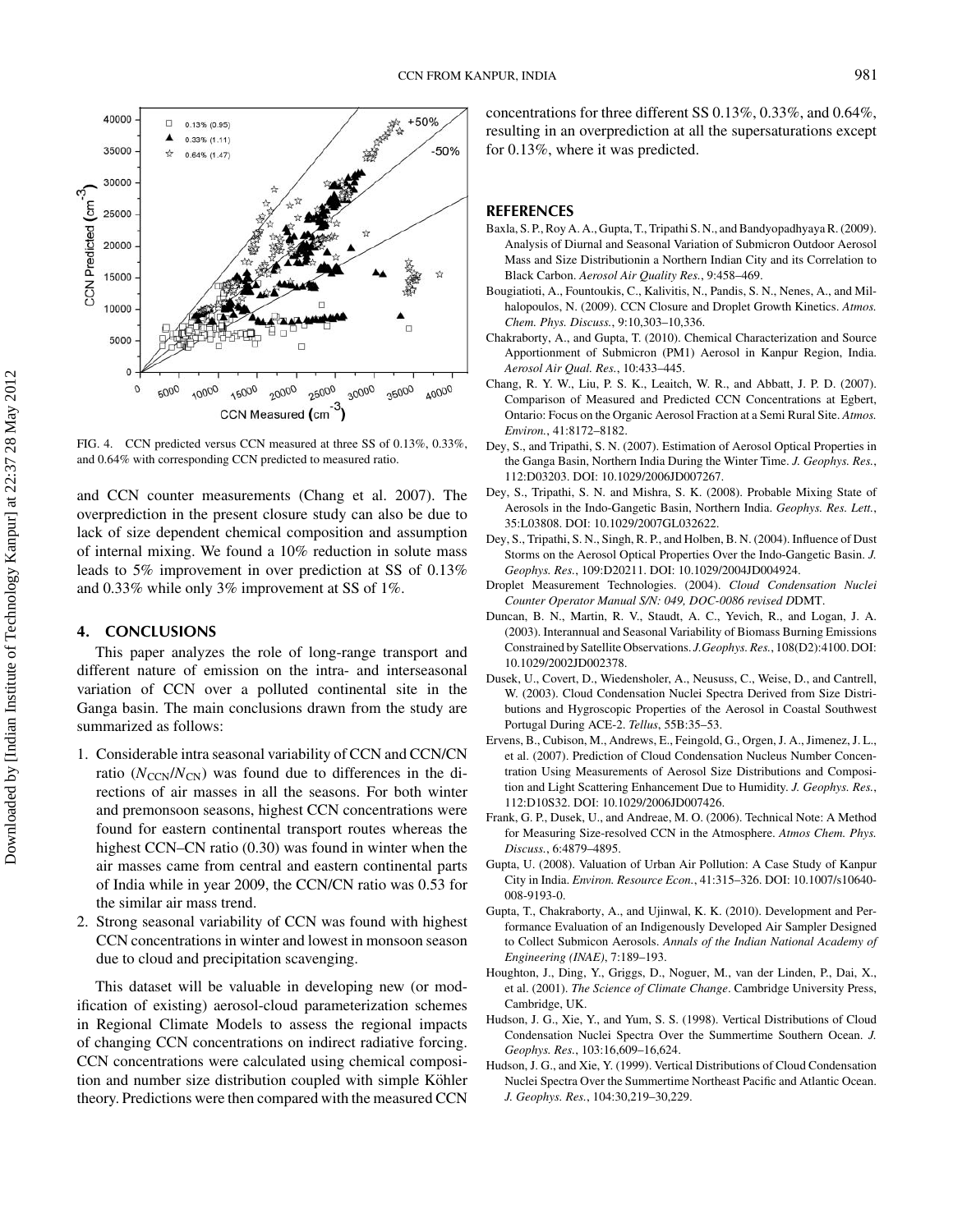FIG. 4. CCN predicted versus CCN measured at three SS of 0.13%, 0.33%, and 0.64% with corresponding CCN predicted to measured ratio.

and CCN counter measurements (Chang et al. 2007). The overprediction in the present closure study can also be due to lack of size dependent chemical composition and assumption of internal mixing. We found a 10% reduction in solute mass leads to 5% improvement in over prediction at SS of 0.13% and 0.33% while only 3% improvement at SS of 1%.

## 4. CONCLUSIONS

This paper analyzes the role of long-range transport and different nature of emission on the intra- and interseasonal variation of CCN over a polluted continental site in the Ganga basin. The main conclusions drawn from the study are summarized as follows:

1. Considerable intra seasonal variability of CCN and CCN/CN ratio ($N_{CCN}/N_{CN}$) was found due to differences in the directions of air masses in all the seasons. For both winter and premonsoon seasons, highest CCN concentrations were found for eastern continental transport routes whereas the highest CCN–CN ratio (0.30) was found in winter when the air masses came from central and eastern continental parts of India while in year 2009, the CCN/CN ratio was 0.53 for the similar air mass trend.
2. Strong seasonal variability of CCN was found with highest CCN concentrations in winter and lowest in monsoon season due to cloud and precipitation scavenging.

This dataset will be valuable in developing new (or modification of existing) aerosol-cloud parameterization schemes in Regional Climate Models to assess the regional impacts of changing CCN concentrations on indirect radiative forcing. CCN concentrations were calculated using chemical composition and number size distribution coupled with simple Köhler theory. Predictions were then compared with the measured CCN concentrations for three different SS 0.13%, 0.33%, and 0.64%, resulting in an overprediction at all the supersaturations except for 0.13%, where it was predicted.

## REFERENCES

Baxla, S. P., Roy A. A., Gupta, T., Tripathi S. N., and Bandyopadhyaya R. (2009). Analysis of Diurnal and Seasonal Variation of Submicron Outdoor Aerosol Mass and Size Distributionin a Northern Indian City and its Correlation to Black Carbon. *Aerosol Air Quality Res.*, 9:458–469.

Bougiatioti, A., Fountoukis, C., Kalivitis, N., Pandis, S. N., Nenes, A., and Mihalopoulos, N. (2009). CCN Closure and Droplet Growth Kinetics. *Atmos. Chem. Phys. Discuss.*, 9:10,303–10,336.

Chakraborty, A., and Gupta, T. (2010). Chemical Characterization and Source Apportionment of Submicron (PM1) Aerosol in Kanpur Region, India. *Aerosol Air Qual. Res.*, 10:433–445.

Chang, R. Y. W., Liu, P. S. K., Leaitch, W. R., and Abbatt, J. P. D. (2007). Comparison of Measured and Predicted CCN Concentrations at Egbert, Ontario: Focus on the Organic Aerosol Fraction at a Semi Rural Site. *Atmos. Environ.*, 41:8172–8182.

Dey, S., and Tripathi, S. N. (2007). Estimation of Aerosol Optical Properties in the Ganga Basin, Northern India During the Winter Time. *J. Geophys. Res.*, 112:D03203. DOI: 10.1029/2006JD007267.

Dey, S., Tripathi, S. N. and Mishra, S. K. (2008). Probable Mixing State of Aerosols in the Indo-Gangetic Basin, Northern India. *Geophys. Res. Lett.*, 35:L03808. DOI: 10.1029/2007GL032622.

Dey, S., Tripathi, S. N., Singh, R. P., and Holben, B. N. (2004). Influence of Dust Storms on the Aerosol Optical Properties Over the Indo-Gangetic Basin. *J. Geophys. Res.*, 109:D20211. DOI: 10.1029/2004JD004924.

Droplet Measurement Technologies. (2004). *Cloud Condensation Nuclei Counter Operator Manual S/N: 049, DOC-0086 revised D*DMT.

Duncan, B. N., Martin, R. V., Staudt, A. C., Yevich, R., and Logan, J. A. (2003). Interannual and Seasonal Variability of Biomass Burning Emissions Constrained by Satellite Observations. *J.Geophys. Res.*, 108(D2):4100. DOI: 10.1029/2002JD002378.

Dusek, U., Covert, D., Wiedensholer, A., Neususs, C., Weise, D., and Cantrell, W. (2003). Cloud Condensation Nuclei Spectra Derived from Size Distributions and Hygroscopic Properties of the Aerosol in Coastal Southwest Portugal During ACE-2. *Tellus*, 55B:35–53.

Ervens, B., Cubison, M., Andrews, E., Feingold, G., Orgen, J. A., Jimenez, J. L., et al. (2007). Prediction of Cloud Condensation Nucleus Number Concentration Using Measurements of Aerosol Size Distributions and Composition and Light Scattering Enhancement Due to Humidity. *J. Geophys. Res.*, 112:D10S32. DOI: 10.1029/2006JD007426.

Frank, G. P., Dusek, U., and Andreae, M. O. (2006). Technical Note: A Method for Measuring Size-resolved CCN in the Atmosphere. *Atmos Chem. Phys. Discuss.*, 6:4879–4895.

Gupta, U. (2008). Valuation of Urban Air Pollution: A Case Study of Kanpur City in India. *Environ. Resource Econ.*, 41:315–326. DOI: 10.1007/s10640-008-9193-0.

Gupta, T., Chakraborty, A., and Ujinwal, K. K. (2010). Development and Performance Evaluation of an Indigenously Developed Air Sampler Designed to Collect Submicon Aerosols. *Annals of the Indian National Academy of Engineering (INAE)*, 7:189–193.

Houghton, J., Ding, Y., Griggs, D., Noguer, M., van der Linden, P., Dai, X., et al. (2001). *The Science of Climate Change*. Cambridge University Press, Cambridge, UK.

Hudson, J. G., Xie, Y., and Yum, S. S. (1998). Vertical Distributions of Cloud Condensation Nuclei Spectra Over the Summertime Southern Ocean. *J. Geophys. Res.*, 103:16,609–16,624.

Hudson, J. G., and Xie, Y. (1999). Vertical Distributions of Cloud Condensation Nuclei Spectra Over the Summertime Northeast Pacific and Atlantic Ocean. *J. Geophys. Res.*, 104:30,219–30,229.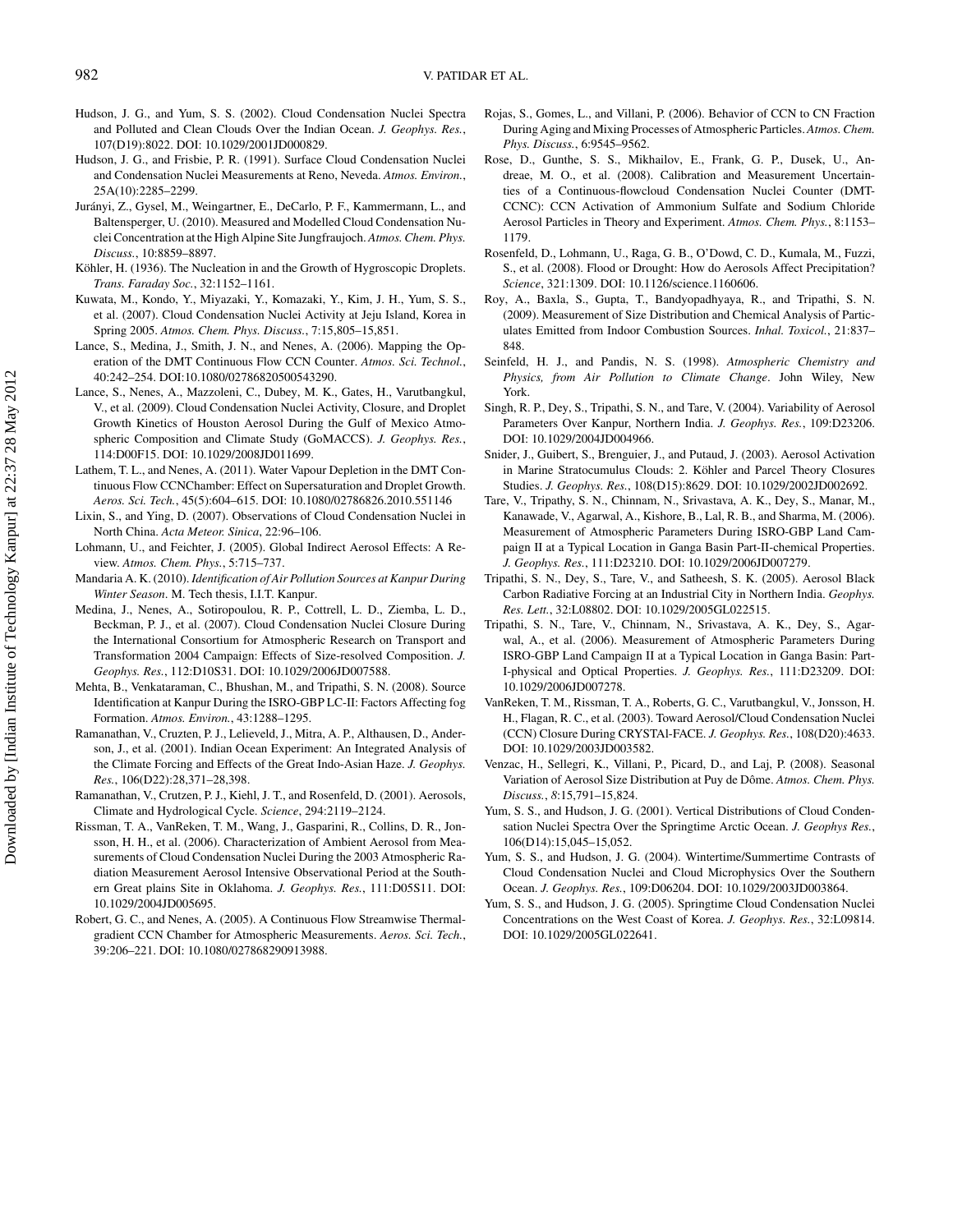Hudson, J. G., and Yum, S. S. (2002). Cloud Condensation Nuclei Spectra and Polluted and Clean Clouds Over the Indian Ocean. *J. Geophys. Res.*, 107(D19):8022. DOI: 10.1029/2001JD000829.

Hudson, J. G., and Frisbie, P. R. (1991). Surface Cloud Condensation Nuclei and Condensation Nuclei Measurements at Reno, Neveda. *Atmos. Environ.*, 25A(10):2285–2299.

Jurányi, Z., Gysel, M., Weingartner, E., DeCarlo, P. F., Kammermann, L., and Baltensperger, U. (2010). Measured and Modelled Cloud Condensation Nuclei Concentration at the High Alpine Site Jungfraujoch. *Atmos. Chem. Phys. Discuss.*, 10:8859–8897.

Köhler, H. (1936). The Nucleation in and the Growth of Hygroscopic Droplets. *Trans. Faraday Soc.*, 32:1152–1161.

Kuwata, M., Kondo, Y., Miyazaki, Y., Komazaki, Y., Kim, J. H., Yum, S. S., et al. (2007). Cloud Condensation Nuclei Activity at Jeju Island, Korea in Spring 2005. *Atmos. Chem. Phys. Discuss.*, 7:15,805–15,851.

Lance, S., Medina, J., Smith, J. N., and Nenes, A. (2006). Mapping the Operation of the DMT Continuous Flow CCN Counter. *Atmos. Sci. Technol.*, 40:242–254. DOI:10.1080/02786820500543290.

Lance, S., Nenes, A., Mazzoleni, C., Dubey, M. K., Gates, H., Varutbangkul, V., et al. (2009). Cloud Condensation Nuclei Activity, Closure, and Droplet Growth Kinetics of Houston Aerosol During the Gulf of Mexico Atmospheric Composition and Climate Study (GoMACCS). *J. Geophys. Res.*, 114:D00F15. DOI: 10.1029/2008JD011699.

Lathem, T. L., and Nenes, A. (2011). Water Vapour Depletion in the DMT Continuous Flow CCNChamber: Effect on Supersaturation and Droplet Growth. *Aeros. Sci. Tech.*, 45(5):604–615. DOI: 10.1080/02786826.2010.551146

Lixin, S., and Ying, D. (2007). Observations of Cloud Condensation Nuclei in North China. *Acta Meteor. Sinica*, 22:96–106.

Lohmann, U., and Feichter, J. (2005). Global Indirect Aerosol Effects: A Review. *Atmos. Chem. Phys.*, 5:715–737.

Mandaria A. K. (2010). *Identification of Air Pollution Sources at Kanpur During Winter Season*. M. Tech thesis, I.I.T. Kanpur.

Medina, J., Nenes, A., Sotiropoulou, R. P., Cottrell, L. D., Ziemba, L. D., Beckman, P. J., et al. (2007). Cloud Condensation Nuclei Closure During the International Consortium for Atmospheric Research on Transport and Transformation 2004 Campaign: Effects of Size-resolved Composition. *J. Geophys. Res.*, 112:D10S31. DOI: 10.1029/2006JD007588.

Mehta, B., Venkataraman, C., Bhushan, M., and Tripathi, S. N. (2008). Source Identification at Kanpur During the ISRO-GBP LC-II: Factors Affecting fog Formation. *Atmos. Environ.*, 43:1288–1295.

Ramanathan, V., Cruzten, P. J., Lelieveld, J., Mitra, A. P., Althausen, D., Anderson, J., et al. (2001). Indian Ocean Experiment: An Integrated Analysis of the Climate Forcing and Effects of the Great Indo-Asian Haze. *J. Geophys. Res.*, 106(D22):28,371–28,398.

Ramanathan, V., Crutzen, P. J., Kiehl, J. T., and Rosenfeld, D. (2001). Aerosols, Climate and Hydrological Cycle. *Science*, 294:2119–2124.

Rissman, T. A., VanReken, T. M., Wang, J., Gasparini, R., Collins, D. R., Jonsson, H. H., et al. (2006). Characterization of Ambient Aerosol from Measurements of Cloud Condensation Nuclei During the 2003 Atmospheric Radiation Measurement Aerosol Intensive Observational Period at the Southern Great plains Site in Oklahoma. *J. Geophys. Res.*, 111:D05S11. DOI: 10.1029/2004JD005695.

Robert, G. C., and Nenes, A. (2005). A Continuous Flow Streamwise Thermal-gradient CCN Chamber for Atmospheric Measurements. *Aeros. Sci. Tech.*, 39:206–221. DOI: 10.1080/027868290913988.

Rojas, S., Gomes, L., and Villani, P. (2006). Behavior of CCN to CN Fraction During Aging and Mixing Processes of Atmospheric Particles. *Atmos. Chem. Phys. Discuss.*, 6:9545–9562.

Rose, D., Gunthe, S. S., Mikhailov, E., Frank, G. P., Dusek, U., Andreae, M. O., et al. (2008). Calibration and Measurement Uncertainties of a Continuous-flowcloud Condensation Nuclei Counter (DMT-CCNC): CCN Activation of Ammonium Sulfate and Sodium Chloride Aerosol Particles in Theory and Experiment. *Atmos. Chem. Phys.*, 8:1153–1179.

Rosenfeld, D., Lohmann, U., Raga, G. B., O'Dowd, C. D., Kumala, M., Fuzzi, S., et al. (2008). Flood or Drought: How do Aerosols Affect Precipitation? *Science*, 321:1309. DOI: 10.1126/science.1160606.

Roy, A., Baxla, S., Gupta, T., Bandyopadhyaya, R., and Tripathi, S. N. (2009). Measurement of Size Distribution and Chemical Analysis of Particulates Emitted from Indoor Combustion Sources. *Inhal. Toxicol.*, 21:837–848.

Seinfeld, H. J., and Pandis, N. S. (1998). *Atmospheric Chemistry and Physics, from Air Pollution to Climate Change*. John Wiley, New York.

Singh, R. P., Dey, S., Tripathi, S. N., and Tare, V. (2004). Variability of Aerosol Parameters Over Kanpur, Northern India. *J. Geophys. Res.*, 109:D23206. DOI: 10.1029/2004JD004966.

Snider, J., Guibert, S., Brenguier, J., and Putaud, J. (2003). Aerosol Activation in Marine Stratocumulus Clouds: 2. Köhler and Parcel Theory Closures Studies. *J. Geophys. Res.*, 108(D15):8629. DOI: 10.1029/2002JD002692.

Tare, V., Tripathy, S. N., Chinnam, N., Srivastava, A. K., Dey, S., Manar, M., Kanawade, V., Agarwal, A., Kishore, B., Lal, R. B., and Sharma, M. (2006). Measurement of Atmospheric Parameters During ISRO-GBP Land Campaign II at a Typical Location in Ganga Basin Part-II-chemical Properties. *J. Geophys. Res.*, 111:D23210. DOI: 10.1029/2006JD007279.

Tripathi, S. N., Dey, S., Tare, V., and Satheesh, S. K. (2005). Aerosol Black Carbon Radiative Forcing at an Industrial City in Northern India. *Geophys. Res. Lett.*, 32:L08802. DOI: 10.1029/2005GL022515.

Tripathi, S. N., Tare, V., Chinnam, N., Srivastava, A. K., Dey, S., Agarwal, A., et al. (2006). Measurement of Atmospheric Parameters During ISRO-GBP Land Campaign II at a Typical Location in Ganga Basin: Part-I-physical and Optical Properties. *J. Geophys. Res.*, 111:D23209. DOI: 10.1029/2006JD007278.

VanReken, T. M., Rissman, T. A., Roberts, G. C., Varutbangkul, V., Jonsson, H. H., Flagan, R. C., et al. (2003). Toward Aerosol/Cloud Condensation Nuclei (CCN) Closure During CRYSTAl-FACE. *J. Geophys. Res.*, 108(D20):4633. DOI: 10.1029/2003JD003582.

Venzac, H., Sellegri, K., Villani, P., Picard, D., and Laj, P. (2008). Seasonal Variation of Aerosol Size Distribution at Puy de Dôme. *Atmos. Chem. Phys. Discuss.*, *8*:15,791–15,824.

Yum, S. S., and Hudson, J. G. (2001). Vertical Distributions of Cloud Condensation Nuclei Spectra Over the Springtime Arctic Ocean. *J. Geophys Res.*, 106(D14):15,045–15,052.

Yum, S. S., and Hudson, J. G. (2004). Wintertime/Summertime Contrasts of Cloud Condensation Nuclei and Cloud Microphysics Over the Southern Ocean. *J. Geophys. Res.*, 109:D06204. DOI: 10.1029/2003JD003864.

Yum, S. S., and Hudson, J. G. (2005). Springtime Cloud Condensation Nuclei Concentrations on the West Coast of Korea. *J. Geophys. Res.*, 32:L09814. DOI: 10.1029/2005GL022641.